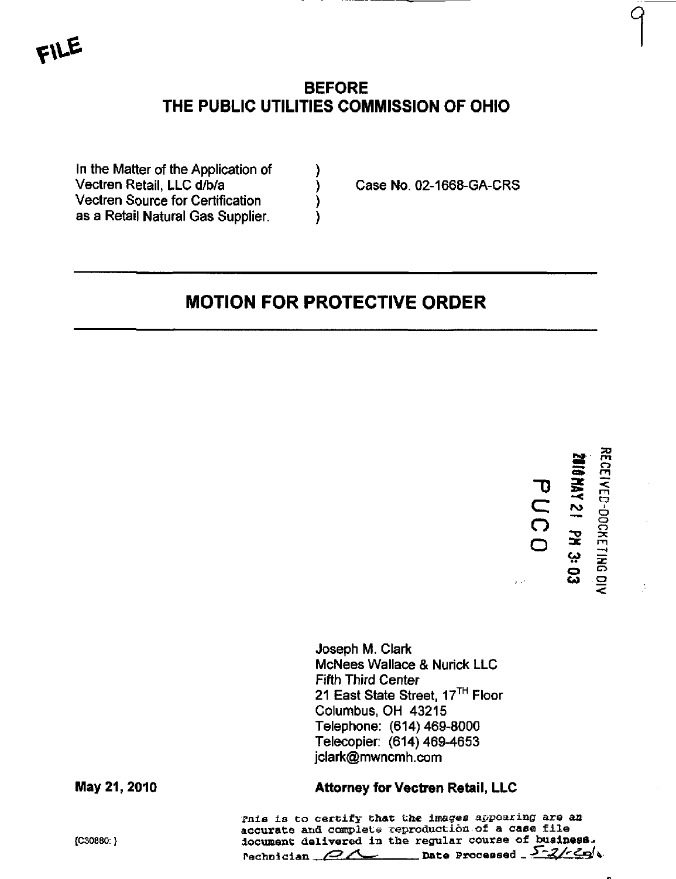FILE

## BEFORE THE PUBLIC UTILITIES COMMISSION OF OHIO

| | | |
|---|---|---|
| In the Matter of the Application of Vectren Retail, LLC d/b/a Vectren Source for Certification as a Retail Natural Gas Supplier. | ) ) ) ) | Case No. 02-1668-GA-CRS |

---

# MOTION FOR PROTECTIVE ORDER

---

RECEIVED-DOCKETING DIV

2010 MAY 21 PM 3:03

PUCO

Joseph M. Clark
McNees Wallace & Nurick LLC
Fifth Third Center
21 East State Street, 17TH Floor
Columbus, OH 43215
Telephone: (614) 469-8000
Telecopier: (614) 469-4653
jclark@mwncmh.com

**May 21, 2010**

**Attorney for Vectren Retail, LLC**

{C30880: }

This is to certify that the images appearing are an accurate and complete reproduction of a case file document delivered in the regular course of business.
Technician ______ Date Processed 5-21-2010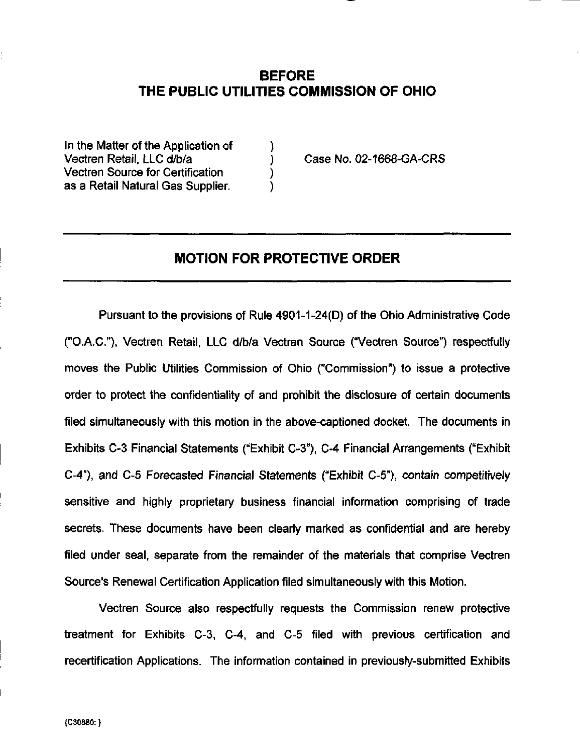# BEFORE
# THE PUBLIC UTILITIES COMMISSION OF OHIO

| | | |
|---|---|---|
| In the Matter of the Application of | ) | |
| Vectren Retail, LLC d/b/a | ) | Case No. 02-1668-GA-CRS |
| Vectren Source for Certification | ) | |
| as a Retail Natural Gas Supplier. | ) | |

---

## MOTION FOR PROTECTIVE ORDER

---

Pursuant to the provisions of Rule 4901-1-24(D) of the Ohio Administrative Code ("O.A.C."), Vectren Retail, LLC d/b/a Vectren Source ("Vectren Source") respectfully moves the Public Utilities Commission of Ohio ("Commission") to issue a protective order to protect the confidentiality of and prohibit the disclosure of certain documents filed simultaneously with this motion in the above-captioned docket. The documents in Exhibits C-3 Financial Statements ("Exhibit C-3"), C-4 Financial Arrangements ("Exhibit C-4"), and C-5 Forecasted Financial Statements ("Exhibit C-5"), contain competitively sensitive and highly proprietary business financial information comprising of trade secrets. These documents have been clearly marked as confidential and are hereby filed under seal, separate from the remainder of the materials that comprise Vectren Source's Renewal Certification Application filed simultaneously with this Motion.

Vectren Source also respectfully requests the Commission renew protective treatment for Exhibits C-3, C-4, and C-5 filed with previous certification and recertification Applications. The information contained in previously-submitted Exhibits

{C30880: }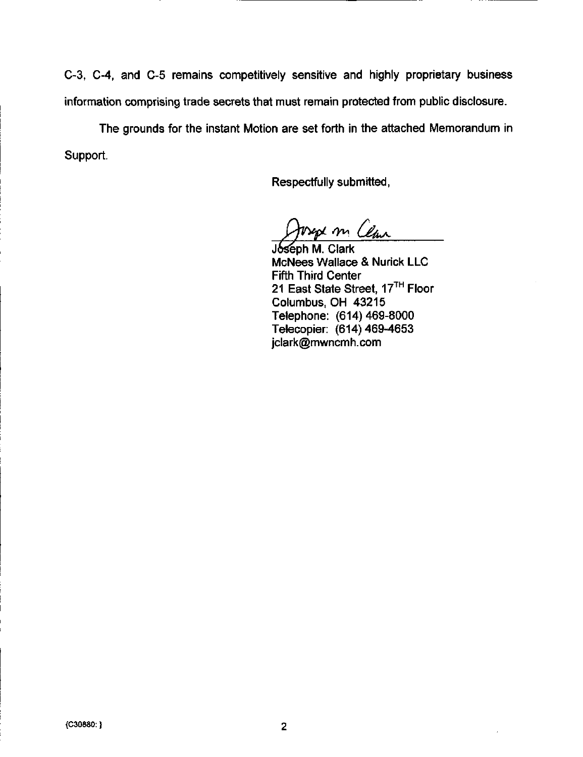C-3, C-4, and C-5 remains competitively sensitive and highly proprietary business information comprising trade secrets that must remain protected from public disclosure.

The grounds for the instant Motion are set forth in the attached Memorandum in Support.

Respectfully submitted,

Joseph M. Clark
McNees Wallace & Nurick LLC
Fifth Third Center
21 East State Street, 17[TH] Floor
Columbus, OH 43215
Telephone: (614) 469-8000
Telecopier: (614) 469-4653
jclark@mwncmh.com

{C30880: }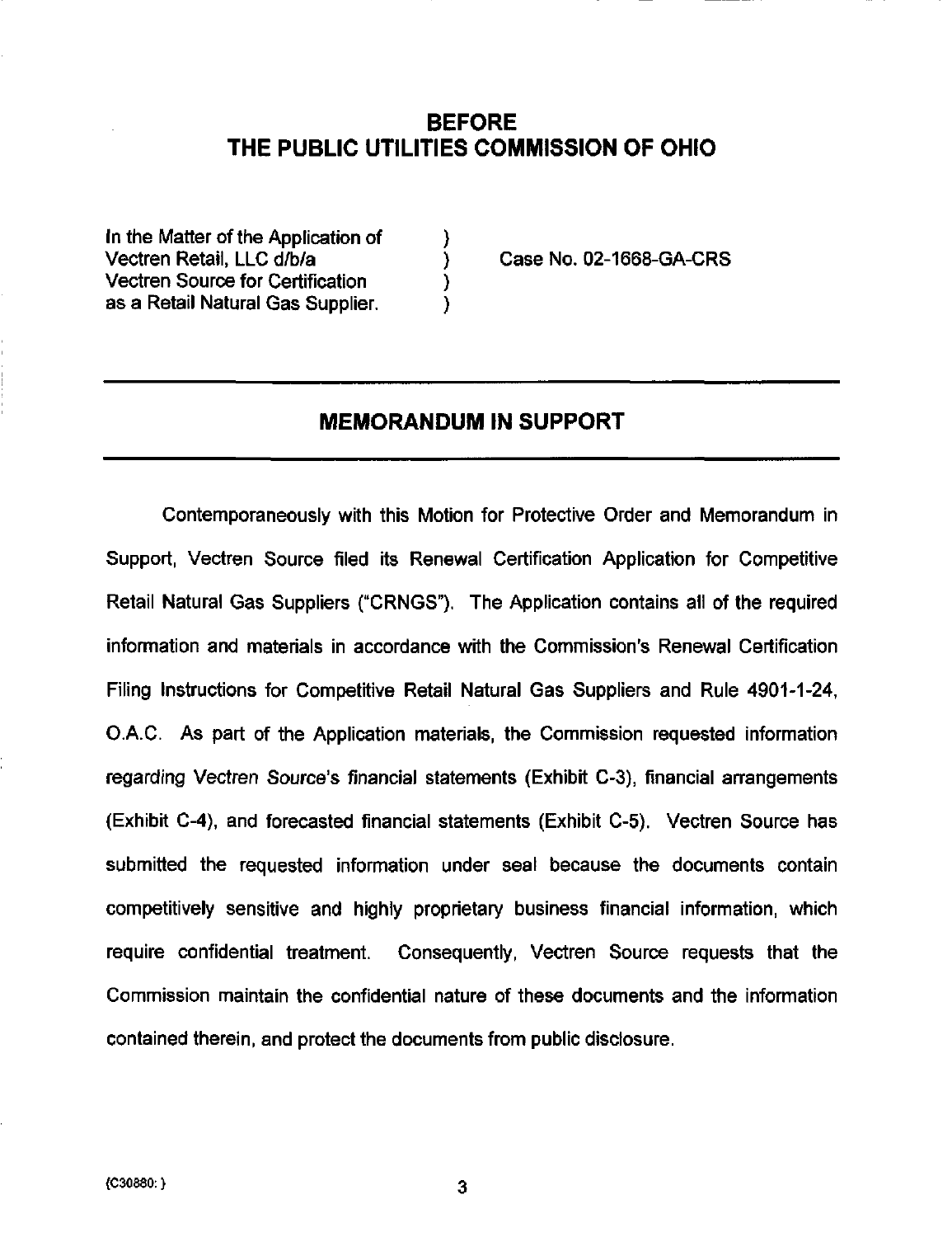# BEFORE
# THE PUBLIC UTILITIES COMMISSION OF OHIO

| | | |
|---|---|---|
| In the Matter of the Application of | ) | |
| Vectren Retail, LLC d/b/a | ) | Case No. 02-1668-GA-CRS |
| Vectren Source for Certification | ) | |
| as a Retail Natural Gas Supplier. | ) | |

---

## MEMORANDUM IN SUPPORT

---

Contemporaneously with this Motion for Protective Order and Memorandum in Support, Vectren Source filed its Renewal Certification Application for Competitive Retail Natural Gas Suppliers ("CRNGS"). The Application contains all of the required information and materials in accordance with the Commission's Renewal Certification Filing Instructions for Competitive Retail Natural Gas Suppliers and Rule 4901-1-24, O.A.C. As part of the Application materials, the Commission requested information regarding Vectren Source's financial statements (Exhibit C-3), financial arrangements (Exhibit C-4), and forecasted financial statements (Exhibit C-5). Vectren Source has submitted the requested information under seal because the documents contain competitively sensitive and highly proprietary business financial information, which require confidential treatment. Consequently, Vectren Source requests that the Commission maintain the confidential nature of these documents and the information contained therein, and protect the documents from public disclosure.

{C30880: }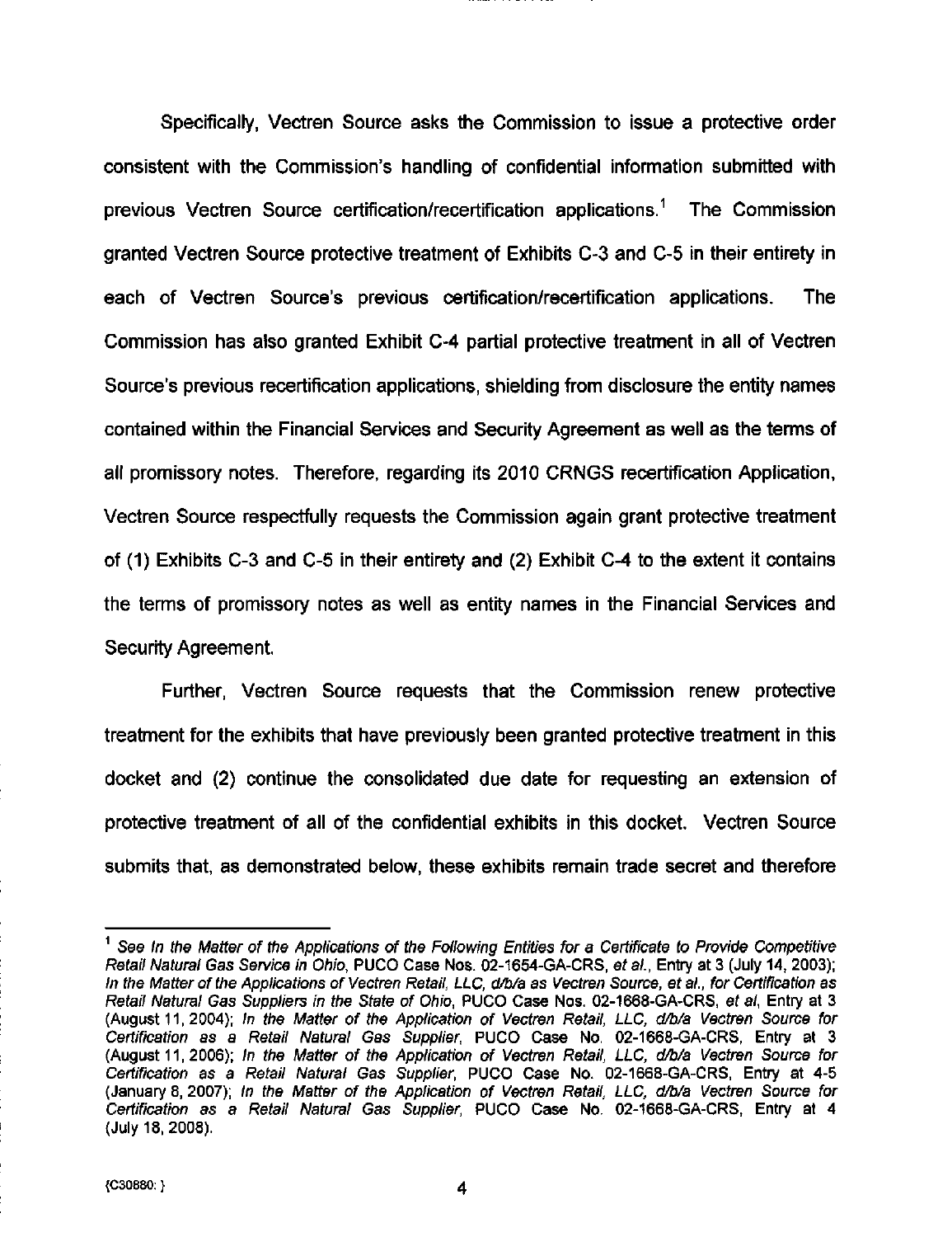Specifically, Vectren Source asks the Commission to issue a protective order consistent with the Commission's handling of confidential information submitted with previous Vectren Source certification/recertification applications.[1] The Commission granted Vectren Source protective treatment of Exhibits C-3 and C-5 in their entirety in each of Vectren Source's previous certification/recertification applications. The Commission has also granted Exhibit C-4 partial protective treatment in all of Vectren Source's previous recertification applications, shielding from disclosure the entity names contained within the Financial Services and Security Agreement as well as the terms of all promissory notes. Therefore, regarding its 2010 CRNGS recertification Application, Vectren Source respectfully requests the Commission again grant protective treatment of (1) Exhibits C-3 and C-5 in their entirety and (2) Exhibit C-4 to the extent it contains the terms of promissory notes as well as entity names in the Financial Services and Security Agreement.

Further, Vectren Source requests that the Commission renew protective treatment for the exhibits that have previously been granted protective treatment in this docket and (2) continue the consolidated due date for requesting an extension of protective treatment of all of the confidential exhibits in this docket. Vectren Source submits that, as demonstrated below, these exhibits remain trade secret and therefore

---

[1] See *In the Matter of the Applications of the Following Entities for a Certificate to Provide Competitive Retail Natural Gas Service in Ohio*, PUCO Case Nos. 02-1654-GA-CRS, *et al.*, Entry at 3 (July 14, 2003); *In the Matter of the Applications of Vectren Retail, LLC, d/b/a as Vectren Source, et al., for Certification as Retail Natural Gas Suppliers in the State of Ohio*, PUCO Case Nos. 02-1668-GA-CRS, *et al*, Entry at 3 (August 11, 2004); *In the Matter of the Application of Vectren Retail, LLC, d/b/a Vectren Source for Certification as a Retail Natural Gas Supplier*, PUCO Case No. 02-1668-GA-CRS, Entry at 3 (August 11, 2006); *In the Matter of the Application of Vectren Retail, LLC, d/b/a Vectren Source for Certification as a Retail Natural Gas Supplier*, PUCO Case No. 02-1668-GA-CRS, Entry at 4-5 (January 8, 2007); *In the Matter of the Application of Vectren Retail, LLC, d/b/a Vectren Source for Certification as a Retail Natural Gas Supplier*, PUCO Case No. 02-1668-GA-CRS, Entry at 4 (July 18, 2008).

{C30880: }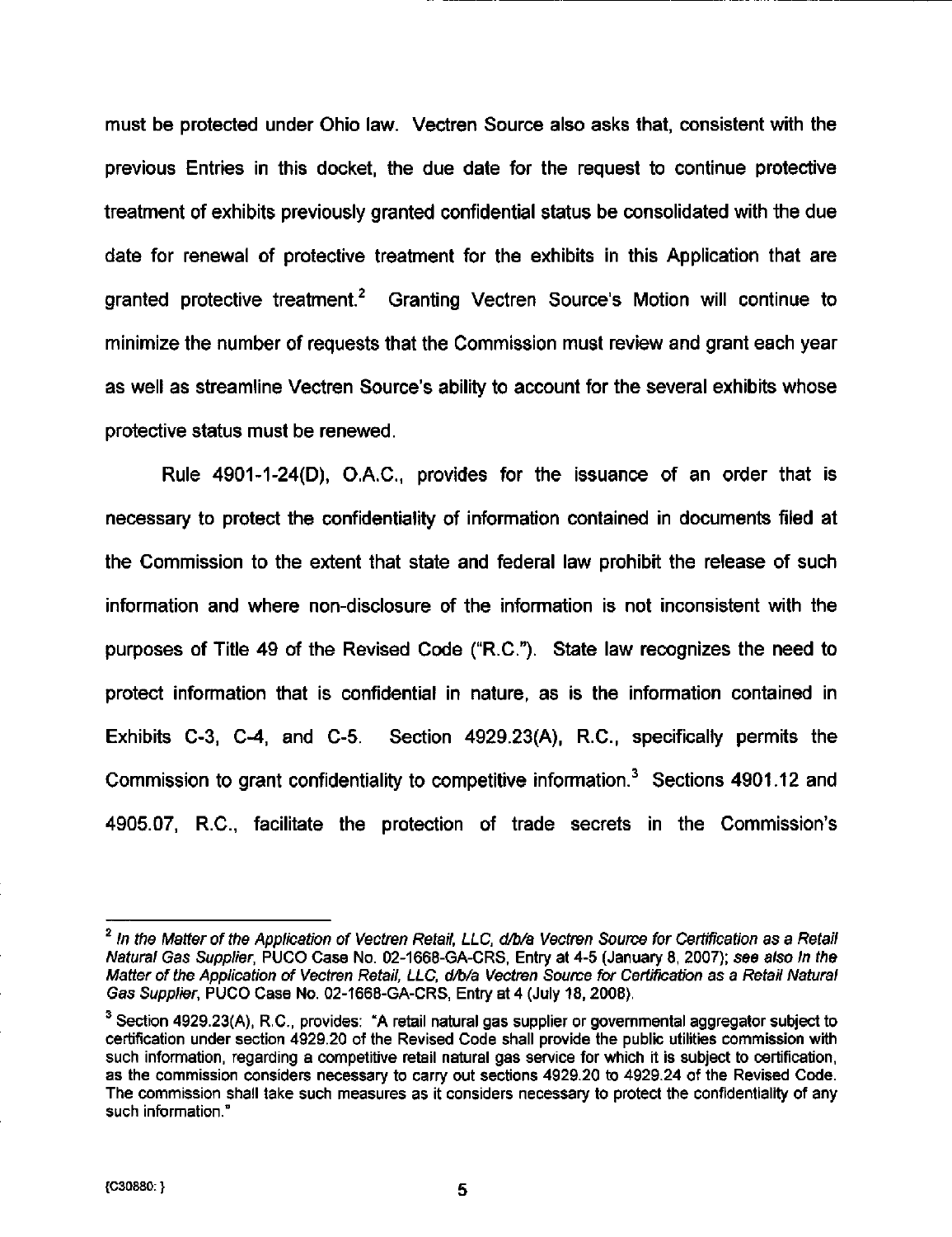must be protected under Ohio law. Vectren Source also asks that, consistent with the previous Entries in this docket, the due date for the request to continue protective treatment of exhibits previously granted confidential status be consolidated with the due date for renewal of protective treatment for the exhibits in this Application that are granted protective treatment.[2] Granting Vectren Source's Motion will continue to minimize the number of requests that the Commission must review and grant each year as well as streamline Vectren Source's ability to account for the several exhibits whose protective status must be renewed.

Rule 4901-1-24(D), O.A.C., provides for the issuance of an order that is necessary to protect the confidentiality of information contained in documents filed at the Commission to the extent that state and federal law prohibit the release of such information and where non-disclosure of the information is not inconsistent with the purposes of Title 49 of the Revised Code ("R.C."). State law recognizes the need to protect information that is confidential in nature, as is the information contained in Exhibits C-3, C-4, and C-5. Section 4929.23(A), R.C., specifically permits the Commission to grant confidentiality to competitive information.[3] Sections 4901.12 and 4905.07, R.C., facilitate the protection of trade secrets in the Commission's

---

[2] *In the Matter of the Application of Vectren Retail, LLC, d/b/a Vectren Source for Certification as a Retail Natural Gas Supplier*, PUCO Case No. 02-1668-GA-CRS, Entry at 4-5 (January 8, 2007); *see also In the Matter of the Application of Vectren Retail, LLC, d/b/a Vectren Source for Certification as a Retail Natural Gas Supplier*, PUCO Case No. 02-1668-GA-CRS, Entry at 4 (July 18, 2008).

[3] Section 4929.23(A), R.C., provides: "A retail natural gas supplier or governmental aggregator subject to certification under section 4929.20 of the Revised Code shall provide the public utilities commission with such information, regarding a competitive retail natural gas service for which it is subject to certification, as the commission considers necessary to carry out sections 4929.20 to 4929.24 of the Revised Code. The commission shall take such measures as it considers necessary to protect the confidentiality of any such information."

{C30880: }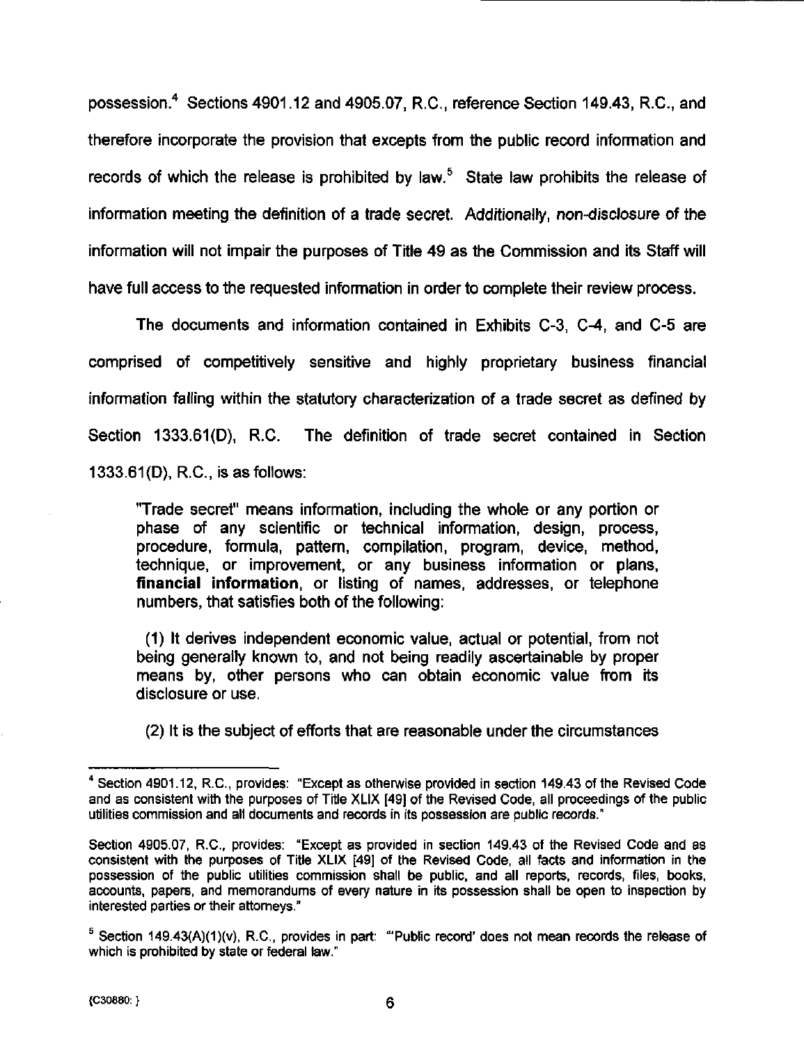possession.[4] Sections 4901.12 and 4905.07, R.C., reference Section 149.43, R.C., and therefore incorporate the provision that excepts from the public record information and records of which the release is prohibited by law.[5] State law prohibits the release of information meeting the definition of a trade secret. Additionally, non-disclosure of the information will not impair the purposes of Title 49 as the Commission and its Staff will have full access to the requested information in order to complete their review process.

The documents and information contained in Exhibits C-3, C-4, and C-5 are comprised of competitively sensitive and highly proprietary business financial information falling within the statutory characterization of a trade secret as defined by Section 1333.61(D), R.C. The definition of trade secret contained in Section 1333.61(D), R.C., is as follows:

> "Trade secret" means information, including the whole or any portion or phase of any scientific or technical information, design, process, procedure, formula, pattern, compilation, program, device, method, technique, or improvement, or any business information or plans, **financial information**, or listing of names, addresses, or telephone numbers, that satisfies both of the following:
>
> (1) It derives independent economic value, actual or potential, from not being generally known to, and not being readily ascertainable by proper means by, other persons who can obtain economic value from its disclosure or use.
>
> (2) It is the subject of efforts that are reasonable under the circumstances

---

[4] Section 4901.12, R.C., provides: "Except as otherwise provided in section 149.43 of the Revised Code and as consistent with the purposes of Title XLIX [49] of the Revised Code, all proceedings of the public utilities commission and all documents and records in its possession are public records."

Section 4905.07, R.C., provides: "Except as provided in section 149.43 of the Revised Code and as consistent with the purposes of Title XLIX [49] of the Revised Code, all facts and information in the possession of the public utilities commission shall be public, and all reports, records, files, books, accounts, papers, and memorandums of every nature in its possession shall be open to inspection by interested parties or their attorneys."

[5] Section 149.43(A)(1)(v), R.C., provides in part: "'Public record' does not mean records the release of which is prohibited by state or federal law."

{C30880: }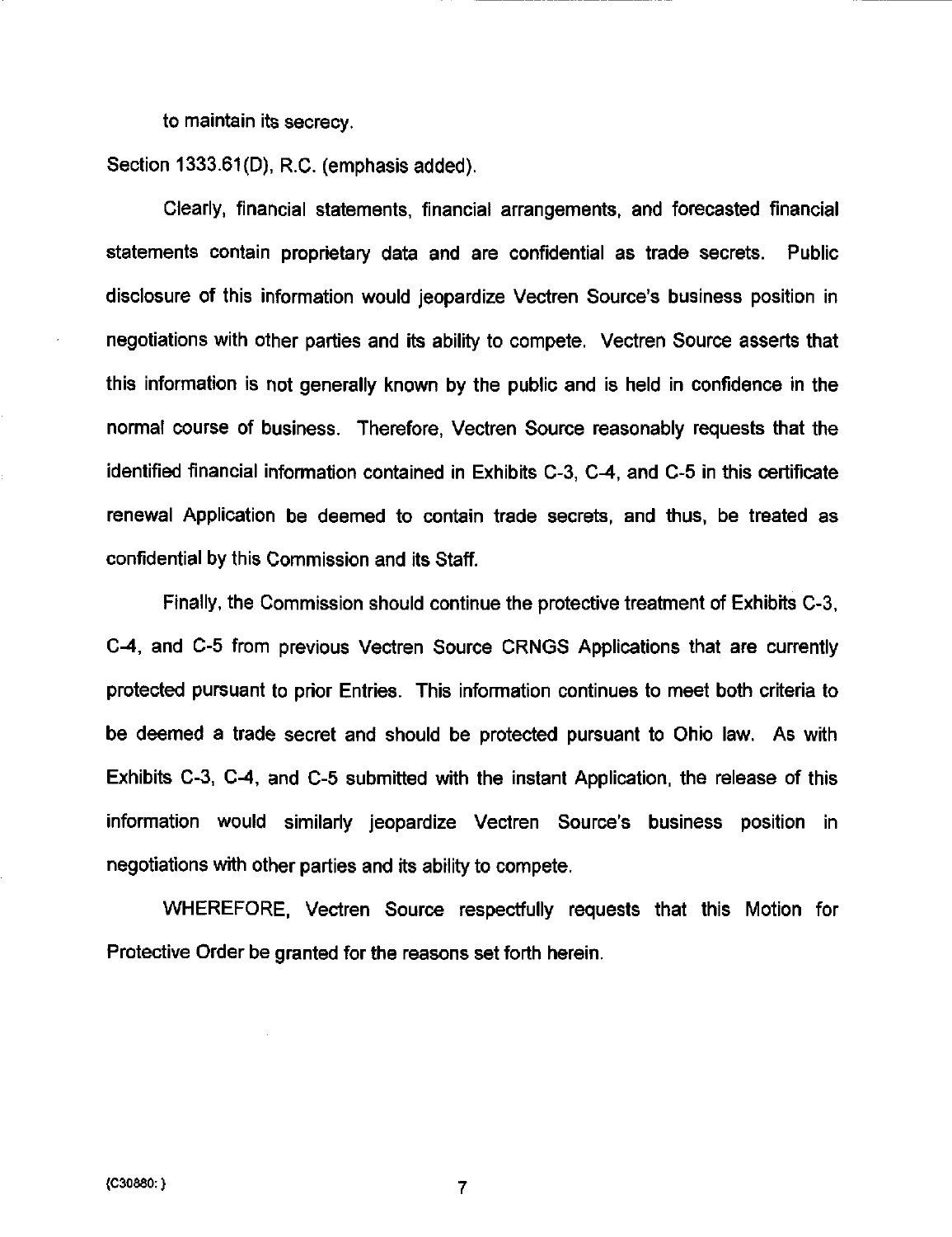to maintain its secrecy.

Section 1333.61(D), R.C. (emphasis added).

Clearly, financial statements, financial arrangements, and forecasted financial statements contain proprietary data and are confidential as trade secrets. Public disclosure of this information would jeopardize Vectren Source's business position in negotiations with other parties and its ability to compete. Vectren Source asserts that this information is not generally known by the public and is held in confidence in the normal course of business. Therefore, Vectren Source reasonably requests that the identified financial information contained in Exhibits C-3, C-4, and C-5 in this certificate renewal Application be deemed to contain trade secrets, and thus, be treated as confidential by this Commission and its Staff.

Finally, the Commission should continue the protective treatment of Exhibits C-3, C-4, and C-5 from previous Vectren Source CRNGS Applications that are currently protected pursuant to prior Entries. This information continues to meet both criteria to be deemed a trade secret and should be protected pursuant to Ohio law. As with Exhibits C-3, C-4, and C-5 submitted with the instant Application, the release of this information would similarly jeopardize Vectren Source's business position in negotiations with other parties and its ability to compete.

WHEREFORE, Vectren Source respectfully requests that this Motion for Protective Order be granted for the reasons set forth herein.

{C30880: }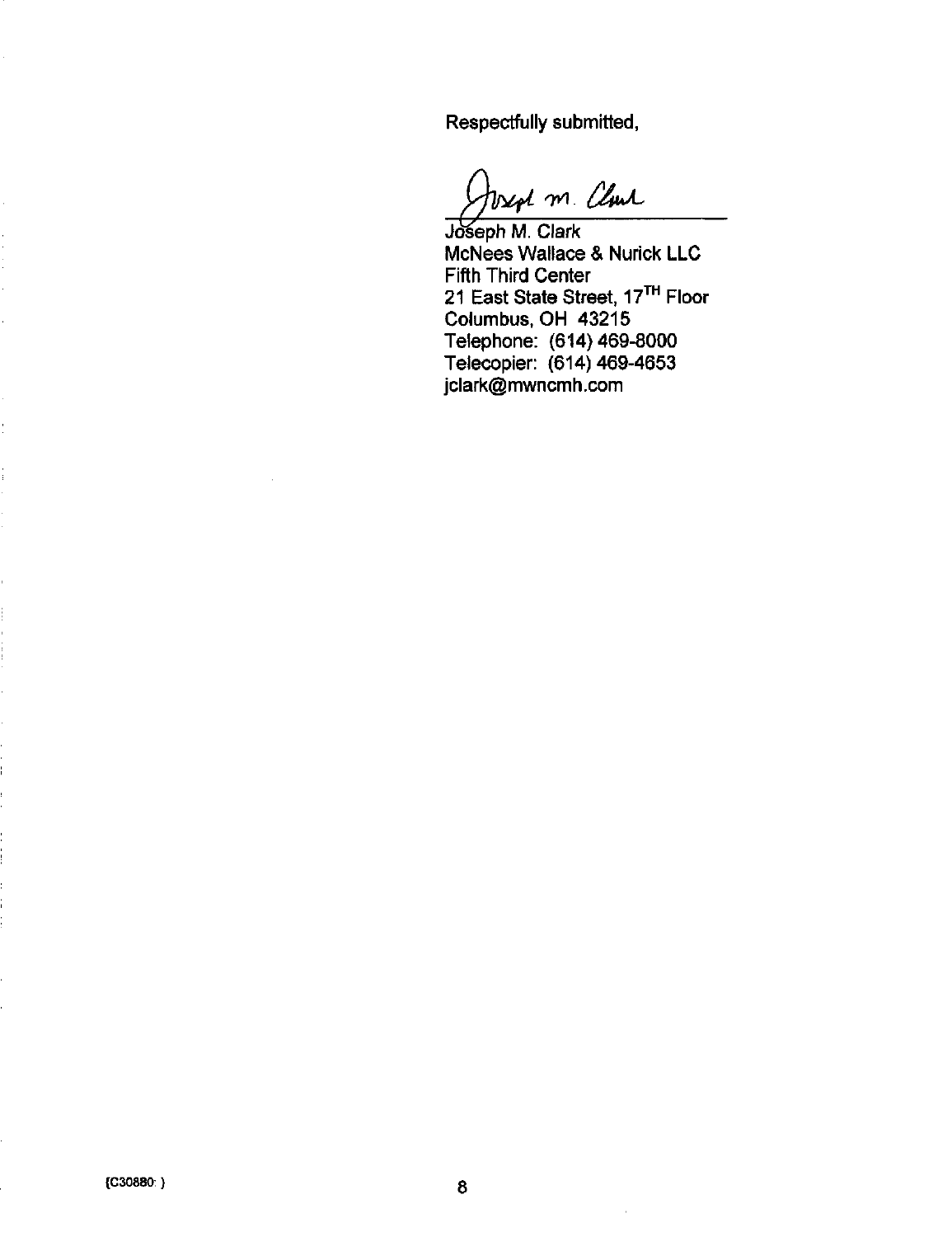Respectfully submitted,

Joseph M. Clark

Joseph M. Clark
McNees Wallace & Nurick LLC
Fifth Third Center
21 East State Street, 17TH Floor
Columbus, OH 43215
Telephone: (614) 469-8000
Telecopier: (614) 469-4653
jclark@mwncmh.com

{C30880: }